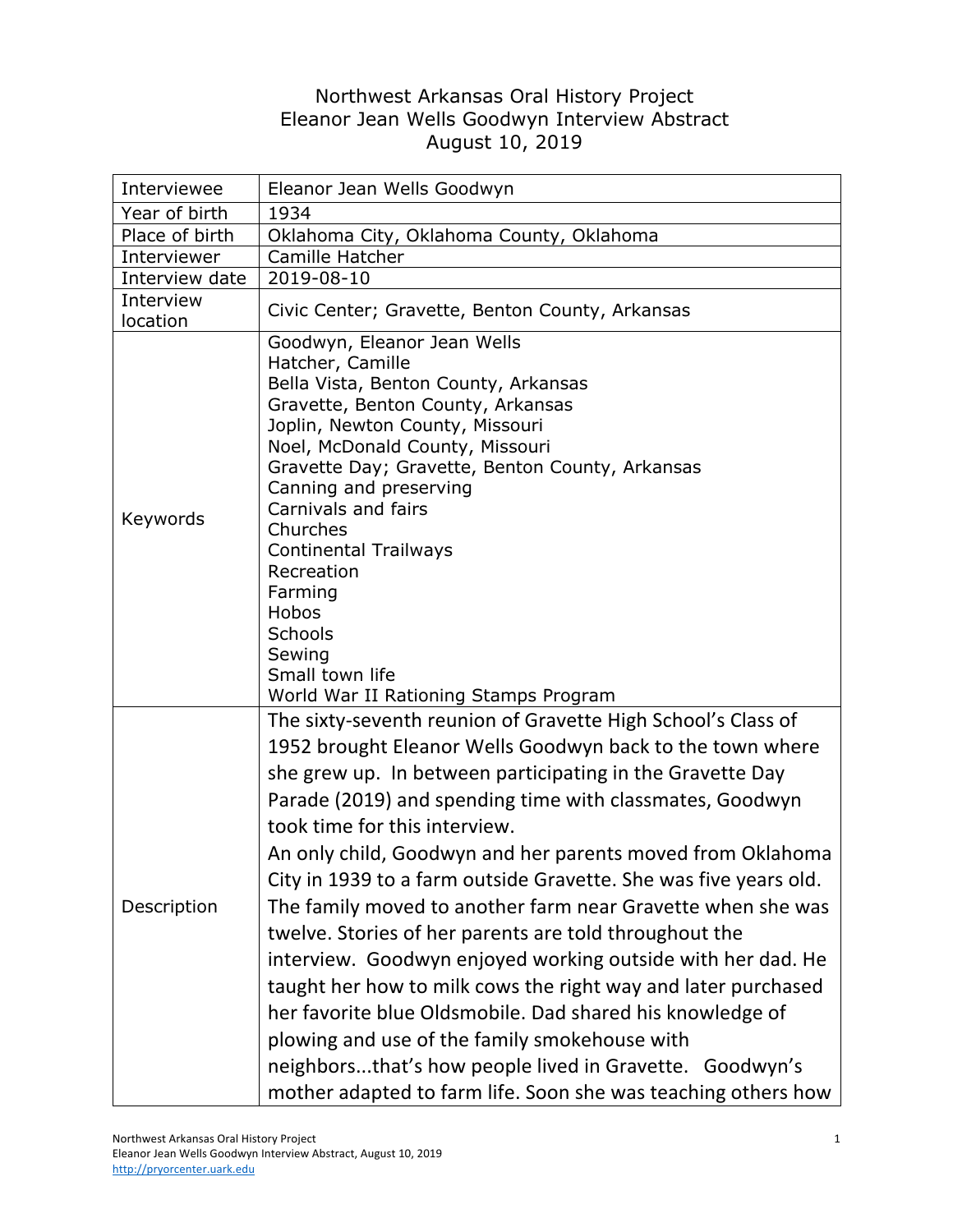# Northwest Arkansas Oral History Project
## Eleanor Jean Wells Goodwyn Interview Abstract
### August 10, 2019

| Interviewee | Eleanor Jean Wells Goodwyn |
|---|---|
| Year of birth | 1934 |
| Place of birth | Oklahoma City, Oklahoma County, Oklahoma |
| Interviewer | Camille Hatcher |
| Interview date | 2019-08-10 |
| Interview location | Civic Center; Gravette, Benton County, Arkansas |
| Keywords | Goodwyn, Eleanor Jean Wells<br>Hatcher, Camille<br>Bella Vista, Benton County, Arkansas<br>Gravette, Benton County, Arkansas<br>Joplin, Newton County, Missouri<br>Noel, McDonald County, Missouri<br>Gravette Day; Gravette, Benton County, Arkansas<br>Canning and preserving<br>Carnivals and fairs<br>Churches<br>Continental Trailways<br>Recreation<br>Farming<br>Hobos<br>Schools<br>Sewing<br>Small town life<br>World War II Rationing Stamps Program |
| Description | The sixty-seventh reunion of Gravette High School's Class of 1952 brought Eleanor Wells Goodwyn back to the town where she grew up. In between participating in the Gravette Day Parade (2019) and spending time with classmates, Goodwyn took time for this interview.<br>An only child, Goodwyn and her parents moved from Oklahoma City in 1939 to a farm outside Gravette. She was five years old. The family moved to another farm near Gravette when she was twelve. Stories of her parents are told throughout the interview. Goodwyn enjoyed working outside with her dad. He taught her how to milk cows the right way and later purchased her favorite blue Oldsmobile. Dad shared his knowledge of plowing and use of the family smokehouse with neighbors...that's how people lived in Gravette. Goodwyn's mother adapted to farm life. Soon she was teaching others how |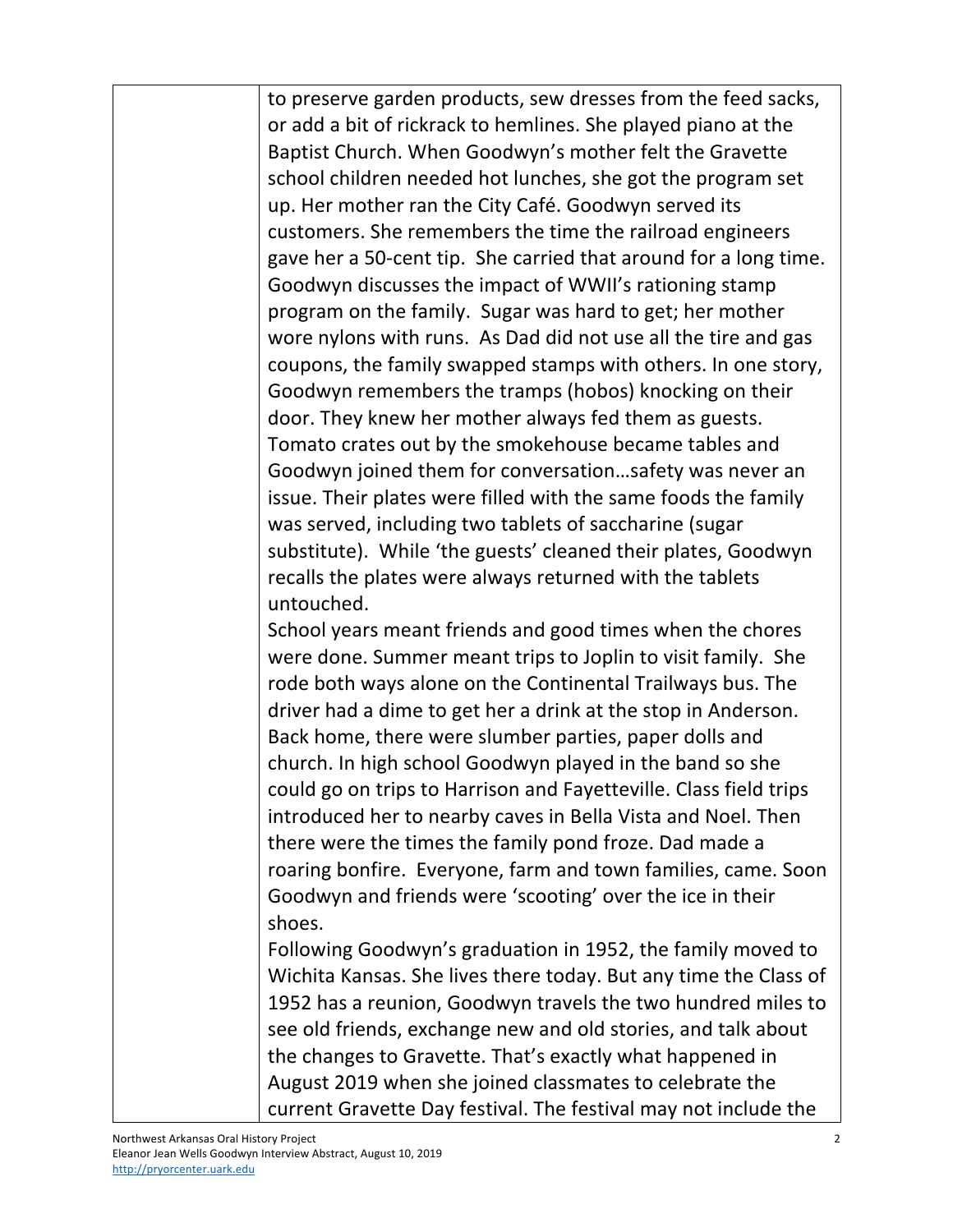to preserve garden products, sew dresses from the feed sacks, or add a bit of rickrack to hemlines. She played piano at the Baptist Church. When Goodwyn's mother felt the Gravette school children needed hot lunches, she got the program set up. Her mother ran the City Café. Goodwyn served its customers. She remembers the time the railroad engineers gave her a 50-cent tip. She carried that around for a long time. Goodwyn discusses the impact of WWII's rationing stamp program on the family. Sugar was hard to get; her mother wore nylons with runs. As Dad did not use all the tire and gas coupons, the family swapped stamps with others. In one story, Goodwyn remembers the tramps (hobos) knocking on their door. They knew her mother always fed them as guests. Tomato crates out by the smokehouse became tables and Goodwyn joined them for conversation…safety was never an issue. Their plates were filled with the same foods the family was served, including two tablets of saccharine (sugar substitute). While 'the guests' cleaned their plates, Goodwyn recalls the plates were always returned with the tablets untouched.

School years meant friends and good times when the chores were done. Summer meant trips to Joplin to visit family. She rode both ways alone on the Continental Trailways bus. The driver had a dime to get her a drink at the stop in Anderson. Back home, there were slumber parties, paper dolls and church. In high school Goodwyn played in the band so she could go on trips to Harrison and Fayetteville. Class field trips introduced her to nearby caves in Bella Vista and Noel. Then there were the times the family pond froze. Dad made a roaring bonfire. Everyone, farm and town families, came. Soon Goodwyn and friends were 'scooting' over the ice in their shoes.

Following Goodwyn's graduation in 1952, the family moved to Wichita Kansas. She lives there today. But any time the Class of 1952 has a reunion, Goodwyn travels the two hundred miles to see old friends, exchange new and old stories, and talk about the changes to Gravette. That's exactly what happened in August 2019 when she joined classmates to celebrate the current Gravette Day festival. The festival may not include the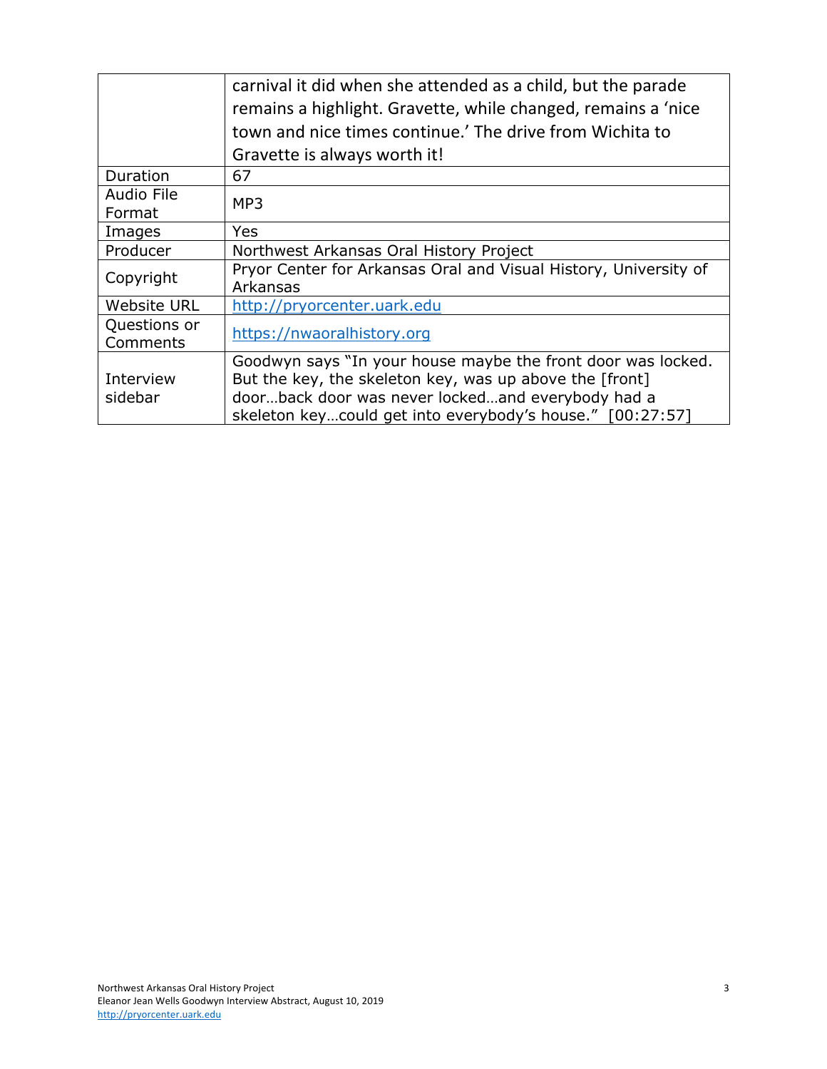| | |
|---|---|
| | carnival it did when she attended as a child, but the parade remains a highlight. Gravette, while changed, remains a 'nice town and nice times continue.' The drive from Wichita to Gravette is always worth it! |
| Duration | 67 |
| Audio File Format | MP3 |
| Images | Yes |
| Producer | Northwest Arkansas Oral History Project |
| Copyright | Pryor Center for Arkansas Oral and Visual History, University of Arkansas |
| Website URL | http://pryorcenter.uark.edu |
| Questions or Comments | https://nwaoralhistory.org |
| Interview sidebar | Goodwyn says "In your house maybe the front door was locked. But the key, the skeleton key, was up above the [front] door…back door was never locked…and everybody had a skeleton key…could get into everybody's house." [00:27:57] |